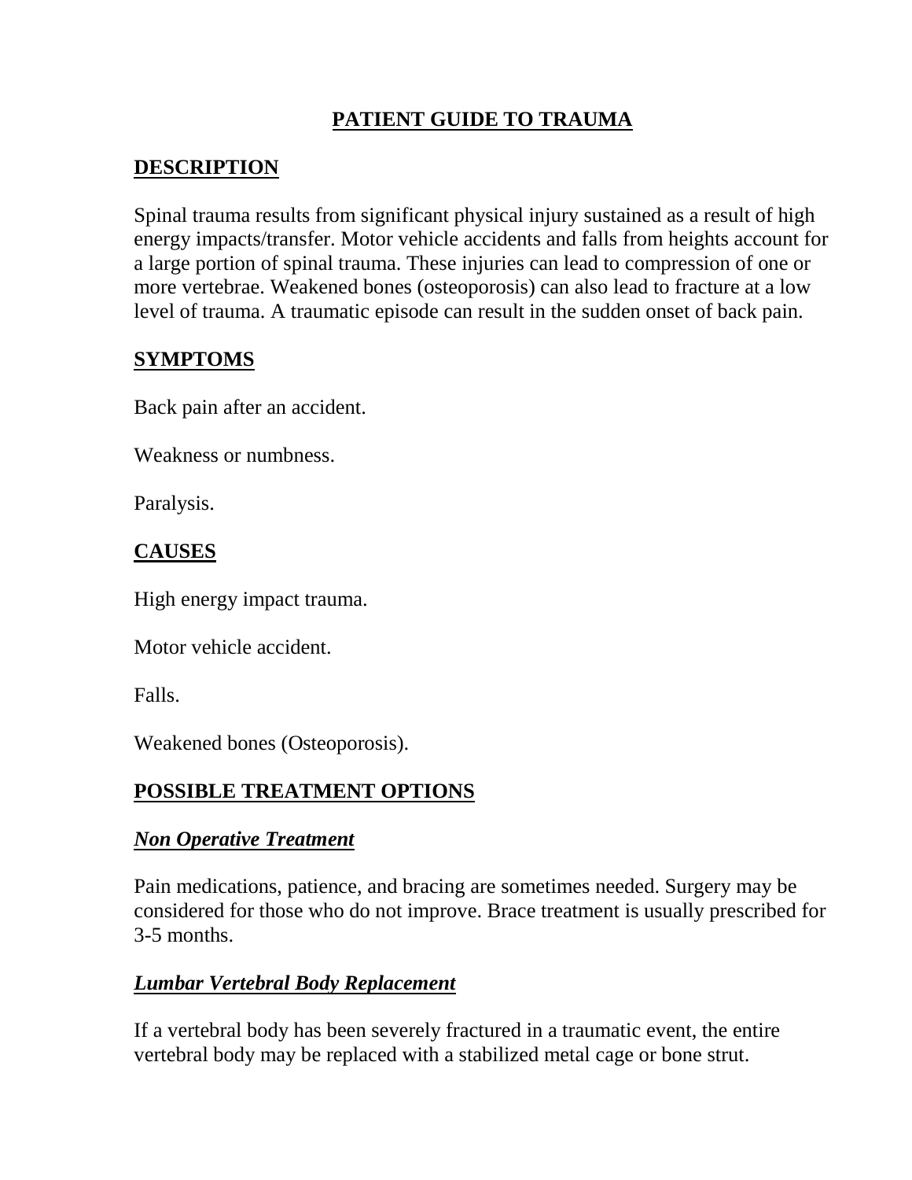# PATIENT GUIDE TO TRAUMA

## DESCRIPTION

Spinal trauma results from significant physical injury sustained as a result of high energy impacts/transfer. Motor vehicle accidents and falls from heights account for a large portion of spinal trauma. These injuries can lead to compression of one or more vertebrae. Weakened bones (osteoporosis) can also lead to fracture at a low level of trauma. A traumatic episode can result in the sudden onset of back pain.

## SYMPTOMS

Back pain after an accident.

Weakness or numbness.

Paralysis.

## CAUSES

High energy impact trauma.

Motor vehicle accident.

Falls.

Weakened bones (Osteoporosis).

## POSSIBLE TREATMENT OPTIONS

### *Non Operative Treatment*

Pain medications, patience, and bracing are sometimes needed. Surgery may be considered for those who do not improve. Brace treatment is usually prescribed for 3-5 months.

### *Lumbar Vertebral Body Replacement*

If a vertebral body has been severely fractured in a traumatic event, the entire vertebral body may be replaced with a stabilized metal cage or bone strut.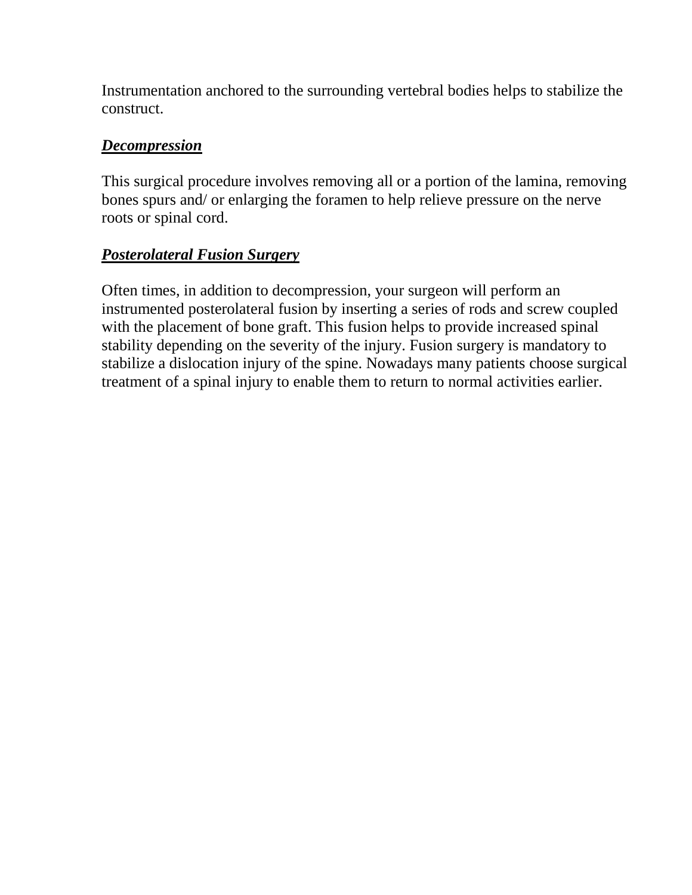Instrumentation anchored to the surrounding vertebral bodies helps to stabilize the construct.

***Decompression***

This surgical procedure involves removing all or a portion of the lamina, removing bones spurs and/ or enlarging the foramen to help relieve pressure on the nerve roots or spinal cord.

***Posterolateral Fusion Surgery***

Often times, in addition to decompression, your surgeon will perform an instrumented posterolateral fusion by inserting a series of rods and screw coupled with the placement of bone graft. This fusion helps to provide increased spinal stability depending on the severity of the injury. Fusion surgery is mandatory to stabilize a dislocation injury of the spine. Nowadays many patients choose surgical treatment of a spinal injury to enable them to return to normal activities earlier.